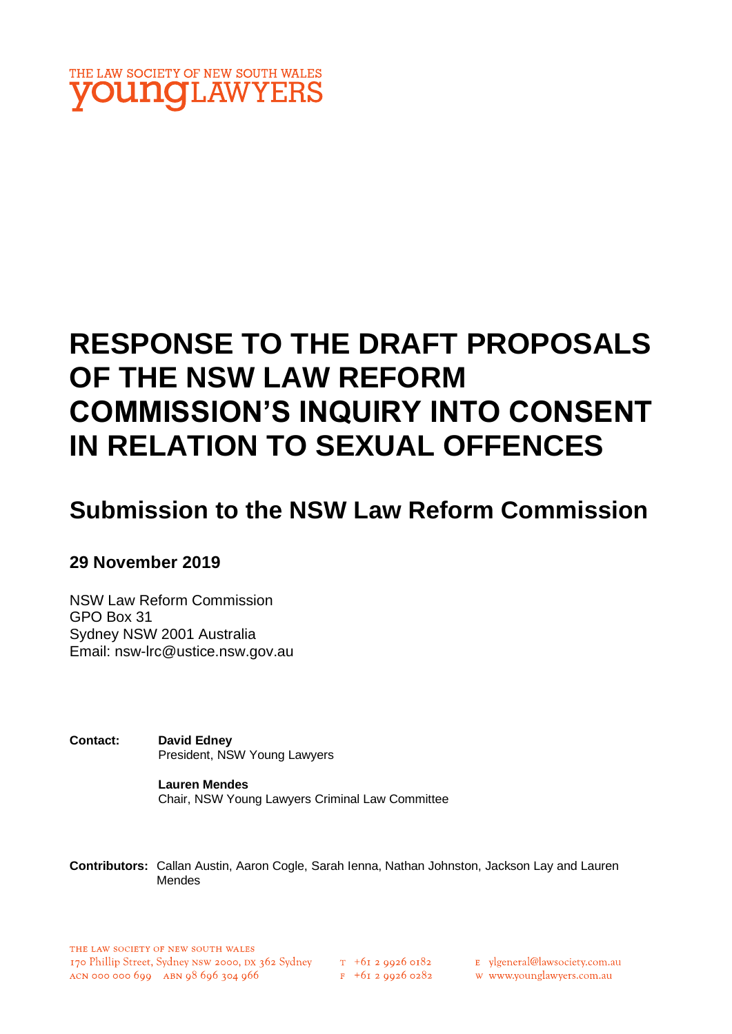THE LAW SOCIETY OF NEW SOUTH WALES
**youngLAWYERS**

# RESPONSE TO THE DRAFT PROPOSALS OF THE NSW LAW REFORM COMMISSION'S INQUIRY INTO CONSENT IN RELATION TO SEXUAL OFFENCES

## Submission to the NSW Law Reform Commission

### 29 November 2019

NSW Law Reform Commission
GPO Box 31
Sydney NSW 2001 Australia
Email: nsw-lrc@ustice.nsw.gov.au

**Contact:** **David Edney**
President, NSW Young Lawyers

**Lauren Mendes**
Chair, NSW Young Lawyers Criminal Law Committee

**Contributors:** Callan Austin, Aaron Cogle, Sarah Ienna, Nathan Johnston, Jackson Lay and Lauren Mendes

THE LAW SOCIETY OF NEW SOUTH WALES
170 Phillip Street, Sydney NSW 2000, DX 362 Sydney
ACN 000 000 699 ABN 98 696 304 966
T +61 2 9926 0182
F +61 2 9926 0282
E ylgeneral@lawsociety.com.au
W www.younglawyers.com.au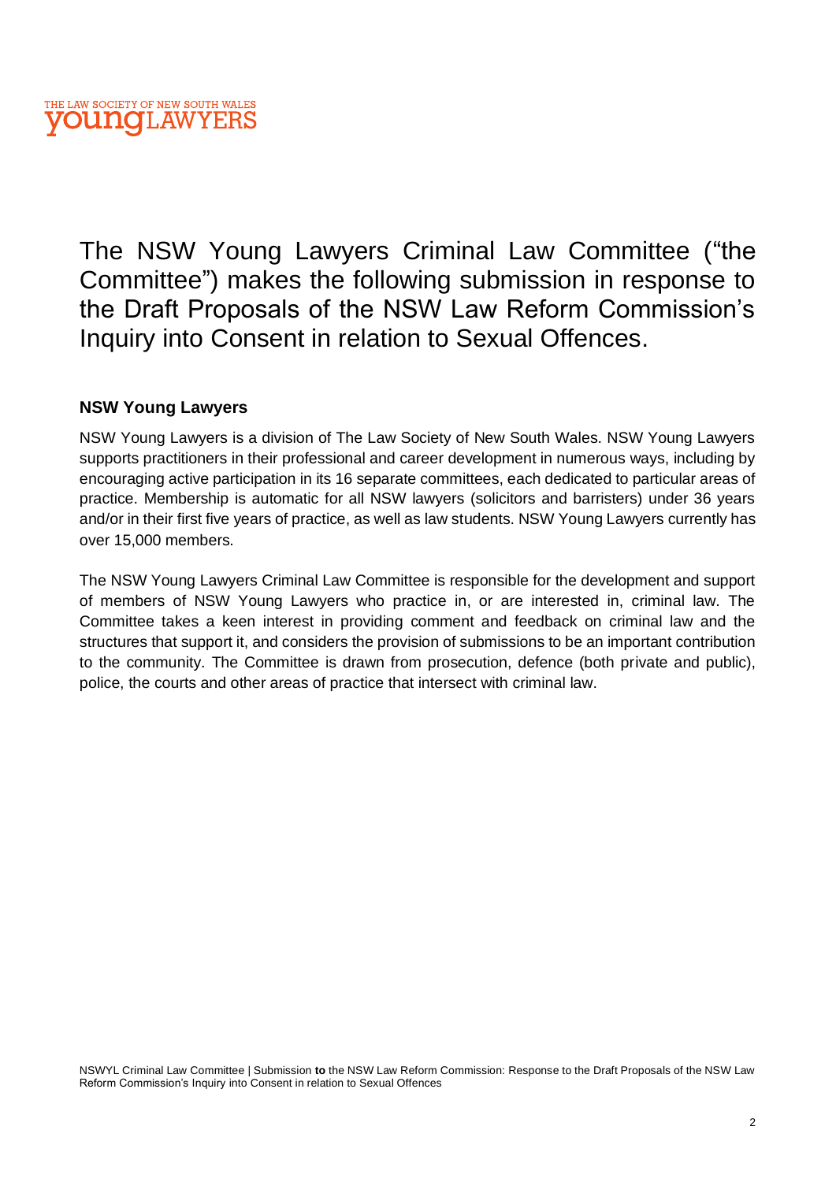The NSW Young Lawyers Criminal Law Committee ("the Committee") makes the following submission in response to the Draft Proposals of the NSW Law Reform Commission's Inquiry into Consent in relation to Sexual Offences.

**NSW Young Lawyers**

NSW Young Lawyers is a division of The Law Society of New South Wales. NSW Young Lawyers supports practitioners in their professional and career development in numerous ways, including by encouraging active participation in its 16 separate committees, each dedicated to particular areas of practice. Membership is automatic for all NSW lawyers (solicitors and barristers) under 36 years and/or in their first five years of practice, as well as law students. NSW Young Lawyers currently has over 15,000 members.

The NSW Young Lawyers Criminal Law Committee is responsible for the development and support of members of NSW Young Lawyers who practice in, or are interested in, criminal law. The Committee takes a keen interest in providing comment and feedback on criminal law and the structures that support it, and considers the provision of submissions to be an important contribution to the community. The Committee is drawn from prosecution, defence (both private and public), police, the courts and other areas of practice that intersect with criminal law.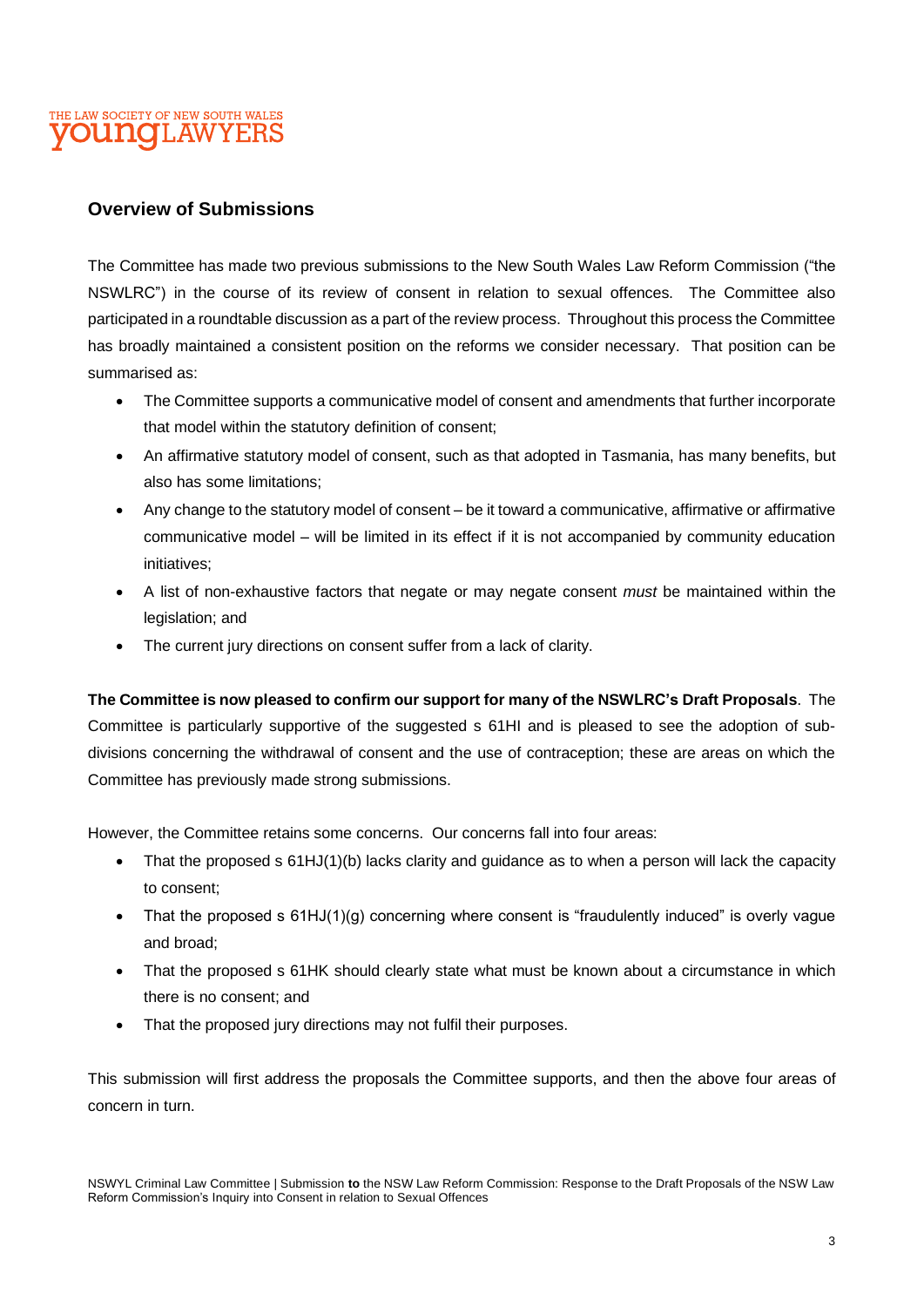## Overview of Submissions

The Committee has made two previous submissions to the New South Wales Law Reform Commission ("the NSWLRC") in the course of its review of consent in relation to sexual offences. The Committee also participated in a roundtable discussion as a part of the review process. Throughout this process the Committee has broadly maintained a consistent position on the reforms we consider necessary. That position can be summarised as:

- The Committee supports a communicative model of consent and amendments that further incorporate that model within the statutory definition of consent;
- An affirmative statutory model of consent, such as that adopted in Tasmania, has many benefits, but also has some limitations;
- Any change to the statutory model of consent – be it toward a communicative, affirmative or affirmative communicative model – will be limited in its effect if it is not accompanied by community education initiatives;
- A list of non-exhaustive factors that negate or may negate consent *must* be maintained within the legislation; and
- The current jury directions on consent suffer from a lack of clarity.

**The Committee is now pleased to confirm our support for many of the NSWLRC's Draft Proposals**. The Committee is particularly supportive of the suggested s 61HI and is pleased to see the adoption of sub-divisions concerning the withdrawal of consent and the use of contraception; these are areas on which the Committee has previously made strong submissions.

However, the Committee retains some concerns. Our concerns fall into four areas:

- That the proposed s 61HJ(1)(b) lacks clarity and guidance as to when a person will lack the capacity to consent;
- That the proposed s 61HJ(1)(g) concerning where consent is "fraudulently induced" is overly vague and broad;
- That the proposed s 61HK should clearly state what must be known about a circumstance in which there is no consent; and
- That the proposed jury directions may not fulfil their purposes.

This submission will first address the proposals the Committee supports, and then the above four areas of concern in turn.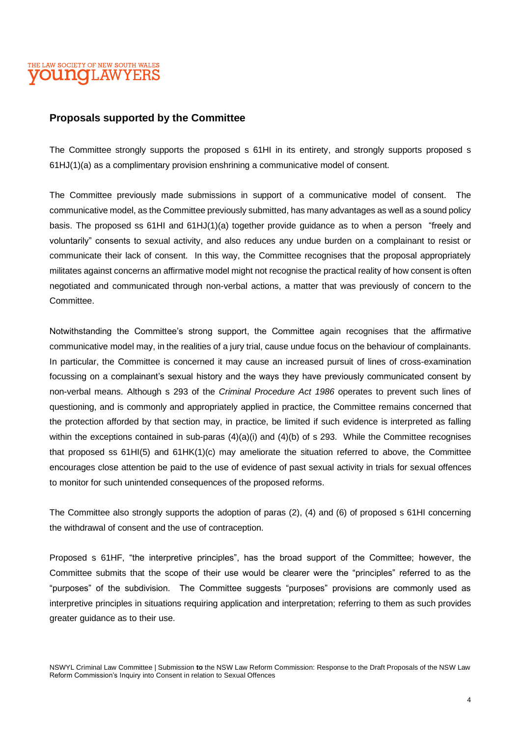## Proposals supported by the Committee

The Committee strongly supports the proposed s 61HI in its entirety, and strongly supports proposed s 61HJ(1)(a) as a complimentary provision enshrining a communicative model of consent.

The Committee previously made submissions in support of a communicative model of consent. The communicative model, as the Committee previously submitted, has many advantages as well as a sound policy basis. The proposed ss 61HI and 61HJ(1)(a) together provide guidance as to when a person "freely and voluntarily" consents to sexual activity, and also reduces any undue burden on a complainant to resist or communicate their lack of consent. In this way, the Committee recognises that the proposal appropriately militates against concerns an affirmative model might not recognise the practical reality of how consent is often negotiated and communicated through non-verbal actions, a matter that was previously of concern to the Committee.

Notwithstanding the Committee's strong support, the Committee again recognises that the affirmative communicative model may, in the realities of a jury trial, cause undue focus on the behaviour of complainants. In particular, the Committee is concerned it may cause an increased pursuit of lines of cross-examination focussing on a complainant's sexual history and the ways they have previously communicated consent by non-verbal means. Although s 293 of the *Criminal Procedure Act 1986* operates to prevent such lines of questioning, and is commonly and appropriately applied in practice, the Committee remains concerned that the protection afforded by that section may, in practice, be limited if such evidence is interpreted as falling within the exceptions contained in sub-paras (4)(a)(i) and (4)(b) of s 293. While the Committee recognises that proposed ss 61HI(5) and 61HK(1)(c) may ameliorate the situation referred to above, the Committee encourages close attention be paid to the use of evidence of past sexual activity in trials for sexual offences to monitor for such unintended consequences of the proposed reforms.

The Committee also strongly supports the adoption of paras (2), (4) and (6) of proposed s 61HI concerning the withdrawal of consent and the use of contraception.

Proposed s 61HF, "the interpretive principles", has the broad support of the Committee; however, the Committee submits that the scope of their use would be clearer were the "principles" referred to as the "purposes" of the subdivision. The Committee suggests "purposes" provisions are commonly used as interpretive principles in situations requiring application and interpretation; referring to them as such provides greater guidance as to their use.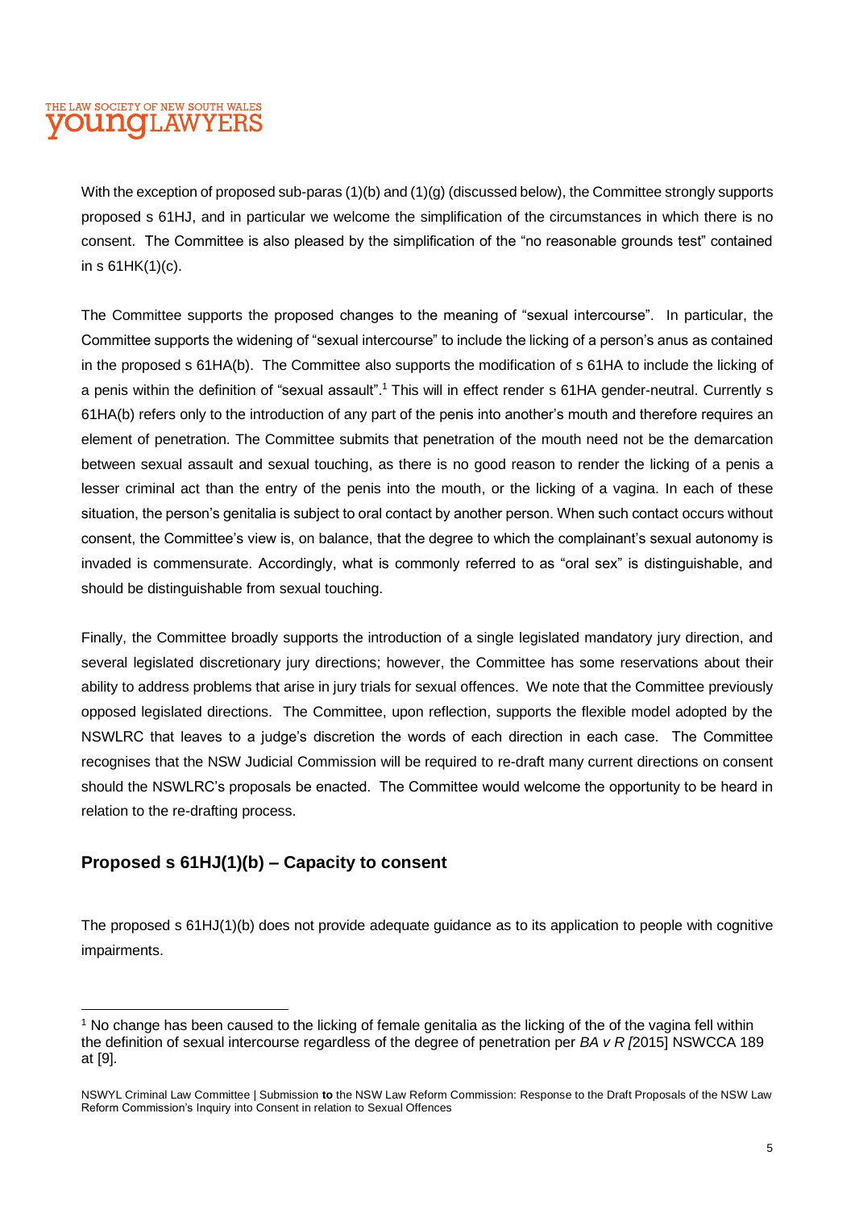With the exception of proposed sub-paras (1)(b) and (1)(g) (discussed below), the Committee strongly supports proposed s 61HJ, and in particular we welcome the simplification of the circumstances in which there is no consent. The Committee is also pleased by the simplification of the "no reasonable grounds test" contained in s 61HK(1)(c).

The Committee supports the proposed changes to the meaning of "sexual intercourse". In particular, the Committee supports the widening of "sexual intercourse" to include the licking of a person's anus as contained in the proposed s 61HA(b). The Committee also supports the modification of s 61HA to include the licking of a penis within the definition of "sexual assault".[1] This will in effect render s 61HA gender-neutral. Currently s 61HA(b) refers only to the introduction of any part of the penis into another's mouth and therefore requires an element of penetration. The Committee submits that penetration of the mouth need not be the demarcation between sexual assault and sexual touching, as there is no good reason to render the licking of a penis a lesser criminal act than the entry of the penis into the mouth, or the licking of a vagina. In each of these situation, the person's genitalia is subject to oral contact by another person. When such contact occurs without consent, the Committee's view is, on balance, that the degree to which the complainant's sexual autonomy is invaded is commensurate. Accordingly, what is commonly referred to as "oral sex" is distinguishable, and should be distinguishable from sexual touching.

Finally, the Committee broadly supports the introduction of a single legislated mandatory jury direction, and several legislated discretionary jury directions; however, the Committee has some reservations about their ability to address problems that arise in jury trials for sexual offences. We note that the Committee previously opposed legislated directions. The Committee, upon reflection, supports the flexible model adopted by the NSWLRC that leaves to a judge's discretion the words of each direction in each case. The Committee recognises that the NSW Judicial Commission will be required to re-draft many current directions on consent should the NSWLRC's proposals be enacted. The Committee would welcome the opportunity to be heard in relation to the re-drafting process.

## Proposed s 61HJ(1)(b) – Capacity to consent

The proposed s 61HJ(1)(b) does not provide adequate guidance as to its application to people with cognitive impairments.

---

[1] No change has been caused to the licking of female genitalia as the licking of the of the vagina fell within the definition of sexual intercourse regardless of the degree of penetration per *BA v R [*2015] NSWCCA 189 at [9].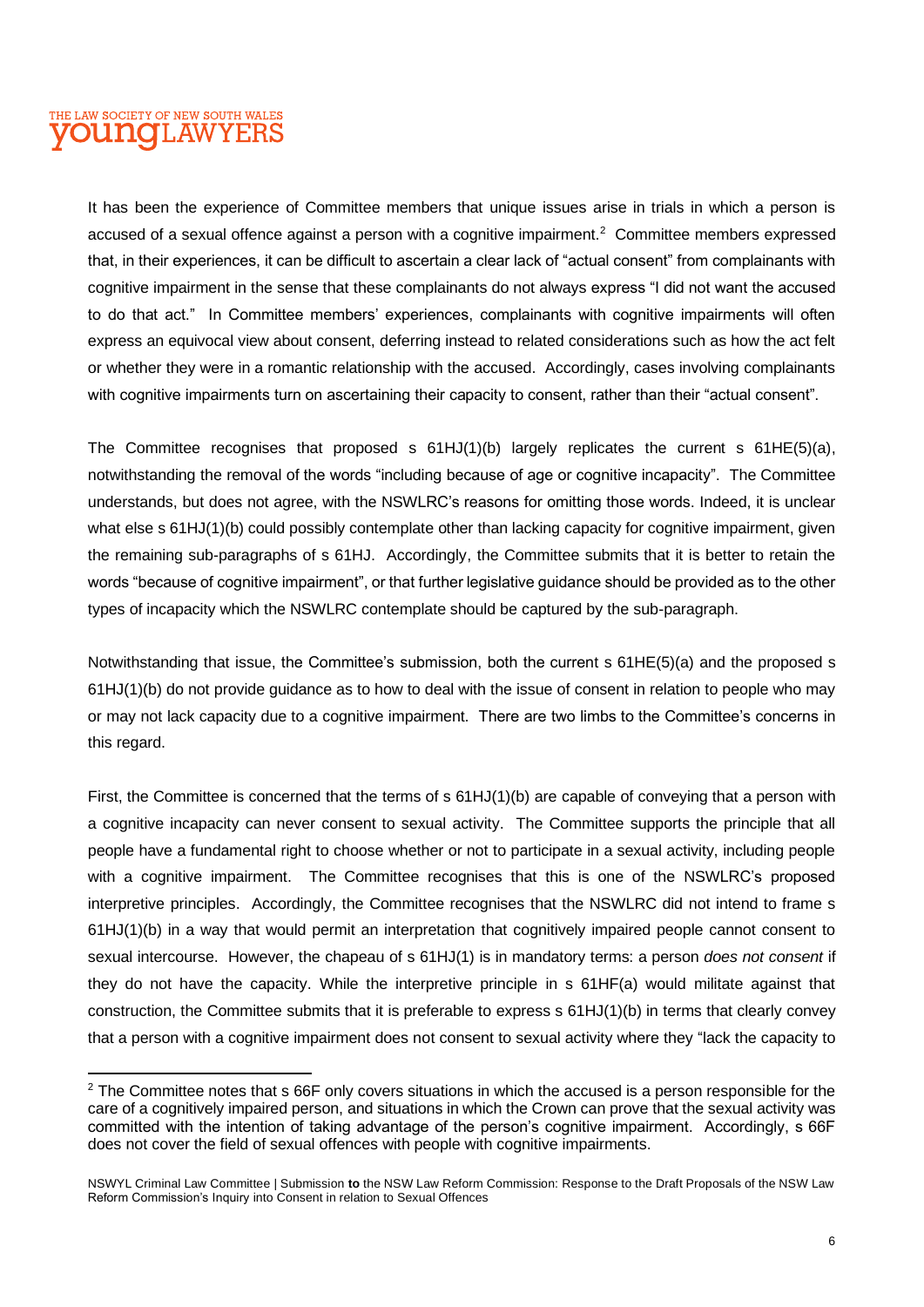It has been the experience of Committee members that unique issues arise in trials in which a person is accused of a sexual offence against a person with a cognitive impairment.[2] Committee members expressed that, in their experiences, it can be difficult to ascertain a clear lack of "actual consent" from complainants with cognitive impairment in the sense that these complainants do not always express "I did not want the accused to do that act." In Committee members' experiences, complainants with cognitive impairments will often express an equivocal view about consent, deferring instead to related considerations such as how the act felt or whether they were in a romantic relationship with the accused. Accordingly, cases involving complainants with cognitive impairments turn on ascertaining their capacity to consent, rather than their "actual consent".

The Committee recognises that proposed s 61HJ(1)(b) largely replicates the current s 61HE(5)(a), notwithstanding the removal of the words "including because of age or cognitive incapacity". The Committee understands, but does not agree, with the NSWLRC's reasons for omitting those words. Indeed, it is unclear what else s 61HJ(1)(b) could possibly contemplate other than lacking capacity for cognitive impairment, given the remaining sub-paragraphs of s 61HJ. Accordingly, the Committee submits that it is better to retain the words "because of cognitive impairment", or that further legislative guidance should be provided as to the other types of incapacity which the NSWLRC contemplate should be captured by the sub-paragraph.

Notwithstanding that issue, the Committee's submission, both the current s 61HE(5)(a) and the proposed s 61HJ(1)(b) do not provide guidance as to how to deal with the issue of consent in relation to people who may or may not lack capacity due to a cognitive impairment. There are two limbs to the Committee's concerns in this regard.

First, the Committee is concerned that the terms of s 61HJ(1)(b) are capable of conveying that a person with a cognitive incapacity can never consent to sexual activity. The Committee supports the principle that all people have a fundamental right to choose whether or not to participate in a sexual activity, including people with a cognitive impairment. The Committee recognises that this is one of the NSWLRC's proposed interpretive principles. Accordingly, the Committee recognises that the NSWLRC did not intend to frame s 61HJ(1)(b) in a way that would permit an interpretation that cognitively impaired people cannot consent to sexual intercourse. However, the chapeau of s 61HJ(1) is in mandatory terms: a person *does not consent* if they do not have the capacity. While the interpretive principle in s 61HF(a) would militate against that construction, the Committee submits that it is preferable to express s 61HJ(1)(b) in terms that clearly convey that a person with a cognitive impairment does not consent to sexual activity where they "lack the capacity to

[2] The Committee notes that s 66F only covers situations in which the accused is a person responsible for the care of a cognitively impaired person, and situations in which the Crown can prove that the sexual activity was committed with the intention of taking advantage of the person's cognitive impairment. Accordingly, s 66F does not cover the field of sexual offences with people with cognitive impairments.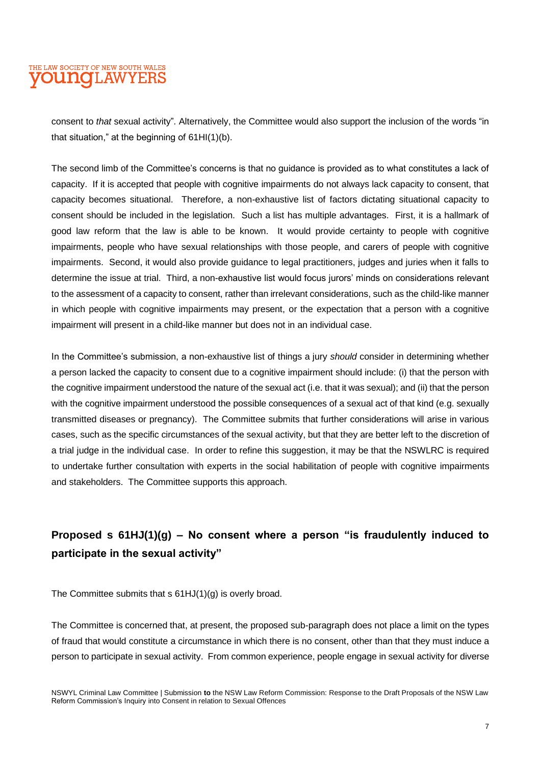consent to *that* sexual activity". Alternatively, the Committee would also support the inclusion of the words "in that situation," at the beginning of 61HI(1)(b).

The second limb of the Committee's concerns is that no guidance is provided as to what constitutes a lack of capacity. If it is accepted that people with cognitive impairments do not always lack capacity to consent, that capacity becomes situational. Therefore, a non-exhaustive list of factors dictating situational capacity to consent should be included in the legislation. Such a list has multiple advantages. First, it is a hallmark of good law reform that the law is able to be known. It would provide certainty to people with cognitive impairments, people who have sexual relationships with those people, and carers of people with cognitive impairments. Second, it would also provide guidance to legal practitioners, judges and juries when it falls to determine the issue at trial. Third, a non-exhaustive list would focus jurors' minds on considerations relevant to the assessment of a capacity to consent, rather than irrelevant considerations, such as the child-like manner in which people with cognitive impairments may present, or the expectation that a person with a cognitive impairment will present in a child-like manner but does not in an individual case.

In the Committee's submission, a non-exhaustive list of things a jury *should* consider in determining whether a person lacked the capacity to consent due to a cognitive impairment should include: (i) that the person with the cognitive impairment understood the nature of the sexual act (i.e. that it was sexual); and (ii) that the person with the cognitive impairment understood the possible consequences of a sexual act of that kind (e.g. sexually transmitted diseases or pregnancy). The Committee submits that further considerations will arise in various cases, such as the specific circumstances of the sexual activity, but that they are better left to the discretion of a trial judge in the individual case. In order to refine this suggestion, it may be that the NSWLRC is required to undertake further consultation with experts in the social habilitation of people with cognitive impairments and stakeholders. The Committee supports this approach.

## Proposed s 61HJ(1)(g) – No consent where a person "is fraudulently induced to participate in the sexual activity"

The Committee submits that s 61HJ(1)(g) is overly broad.

The Committee is concerned that, at present, the proposed sub-paragraph does not place a limit on the types of fraud that would constitute a circumstance in which there is no consent, other than that they must induce a person to participate in sexual activity. From common experience, people engage in sexual activity for diverse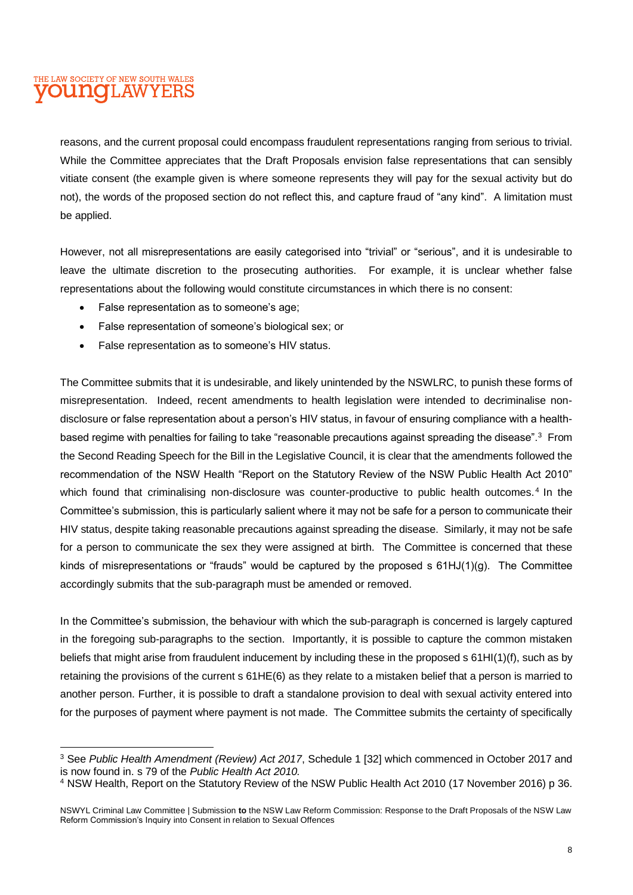reasons, and the current proposal could encompass fraudulent representations ranging from serious to trivial. While the Committee appreciates that the Draft Proposals envision false representations that can sensibly vitiate consent (the example given is where someone represents they will pay for the sexual activity but do not), the words of the proposed section do not reflect this, and capture fraud of "any kind". A limitation must be applied.

However, not all misrepresentations are easily categorised into "trivial" or "serious", and it is undesirable to leave the ultimate discretion to the prosecuting authorities. For example, it is unclear whether false representations about the following would constitute circumstances in which there is no consent:

- False representation as to someone's age;
- False representation of someone's biological sex; or
- False representation as to someone's HIV status.

The Committee submits that it is undesirable, and likely unintended by the NSWLRC, to punish these forms of misrepresentation. Indeed, recent amendments to health legislation were intended to decriminalise non-disclosure or false representation about a person's HIV status, in favour of ensuring compliance with a health-based regime with penalties for failing to take "reasonable precautions against spreading the disease".[3] From the Second Reading Speech for the Bill in the Legislative Council, it is clear that the amendments followed the recommendation of the NSW Health "Report on the Statutory Review of the NSW Public Health Act 2010" which found that criminalising non-disclosure was counter-productive to public health outcomes.[4] In the Committee's submission, this is particularly salient where it may not be safe for a person to communicate their HIV status, despite taking reasonable precautions against spreading the disease. Similarly, it may not be safe for a person to communicate the sex they were assigned at birth. The Committee is concerned that these kinds of misrepresentations or "frauds" would be captured by the proposed s 61HJ(1)(g). The Committee accordingly submits that the sub-paragraph must be amended or removed.

In the Committee's submission, the behaviour with which the sub-paragraph is concerned is largely captured in the foregoing sub-paragraphs to the section. Importantly, it is possible to capture the common mistaken beliefs that might arise from fraudulent inducement by including these in the proposed s 61HI(1)(f), such as by retaining the provisions of the current s 61HE(6) as they relate to a mistaken belief that a person is married to another person. Further, it is possible to draft a standalone provision to deal with sexual activity entered into for the purposes of payment where payment is not made. The Committee submits the certainty of specifically

---

[3] See *Public Health Amendment (Review) Act 2017*, Schedule 1 [32] which commenced in October 2017 and is now found in. s 79 of the *Public Health Act 2010.*

[4] NSW Health, Report on the Statutory Review of the NSW Public Health Act 2010 (17 November 2016) p 36.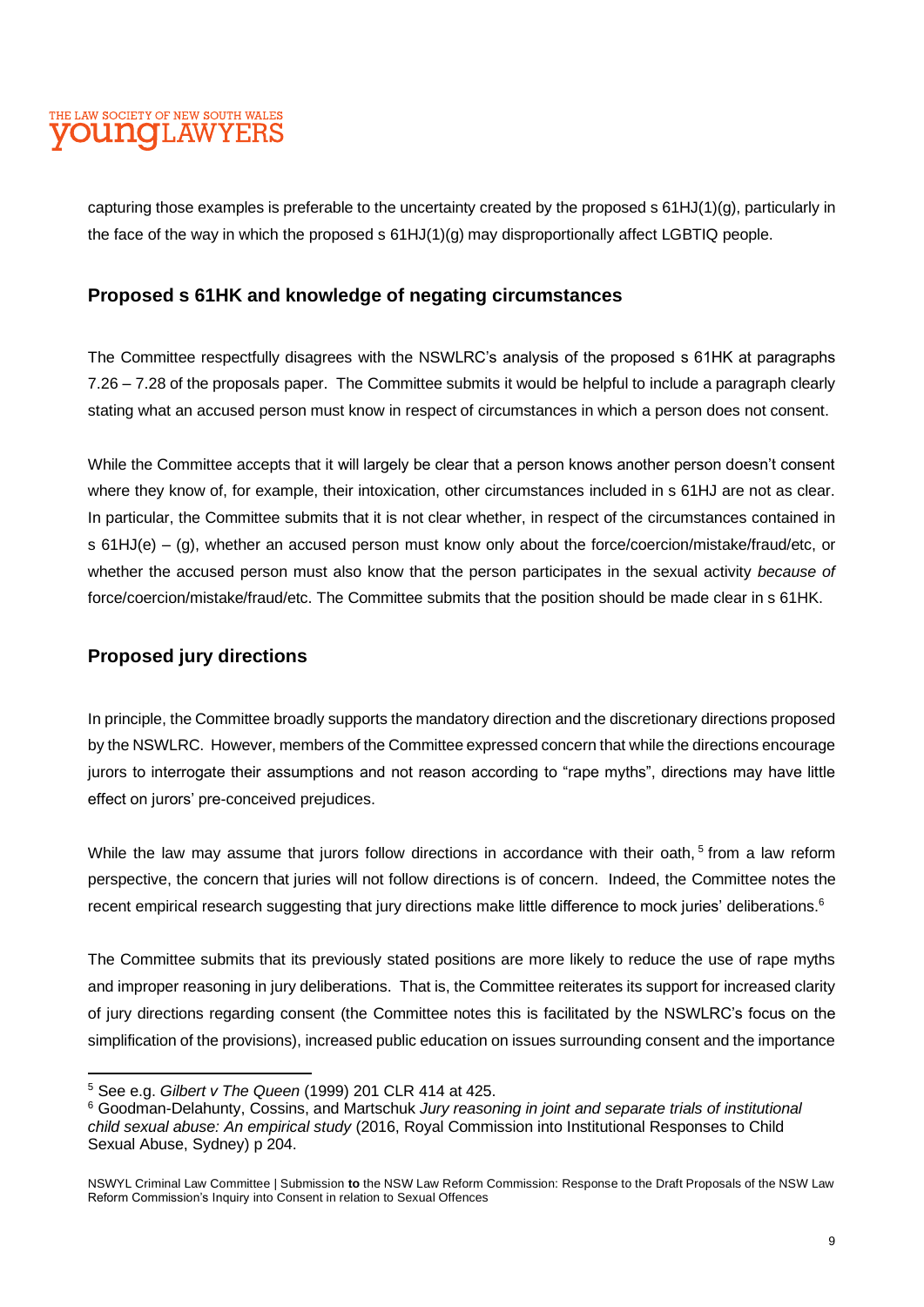capturing those examples is preferable to the uncertainty created by the proposed s 61HJ(1)(g), particularly in the face of the way in which the proposed s 61HJ(1)(g) may disproportionally affect LGBTIQ people.

## Proposed s 61HK and knowledge of negating circumstances

The Committee respectfully disagrees with the NSWLRC's analysis of the proposed s 61HK at paragraphs 7.26 – 7.28 of the proposals paper. The Committee submits it would be helpful to include a paragraph clearly stating what an accused person must know in respect of circumstances in which a person does not consent.

While the Committee accepts that it will largely be clear that a person knows another person doesn't consent where they know of, for example, their intoxication, other circumstances included in s 61HJ are not as clear. In particular, the Committee submits that it is not clear whether, in respect of the circumstances contained in s 61HJ(e) – (g), whether an accused person must know only about the force/coercion/mistake/fraud/etc, or whether the accused person must also know that the person participates in the sexual activity *because of* force/coercion/mistake/fraud/etc. The Committee submits that the position should be made clear in s 61HK.

## Proposed jury directions

In principle, the Committee broadly supports the mandatory direction and the discretionary directions proposed by the NSWLRC. However, members of the Committee expressed concern that while the directions encourage jurors to interrogate their assumptions and not reason according to "rape myths", directions may have little effect on jurors' pre-conceived prejudices.

While the law may assume that jurors follow directions in accordance with their oath,[5] from a law reform perspective, the concern that juries will not follow directions is of concern. Indeed, the Committee notes the recent empirical research suggesting that jury directions make little difference to mock juries' deliberations.[6]

The Committee submits that its previously stated positions are more likely to reduce the use of rape myths and improper reasoning in jury deliberations. That is, the Committee reiterates its support for increased clarity of jury directions regarding consent (the Committee notes this is facilitated by the NSWLRC's focus on the simplification of the provisions), increased public education on issues surrounding consent and the importance

---

[5] See e.g. *Gilbert v The Queen* (1999) 201 CLR 414 at 425.

[6] Goodman-Delahunty, Cossins, and Martschuk *Jury reasoning in joint and separate trials of institutional child sexual abuse: An empirical study* (2016, Royal Commission into Institutional Responses to Child Sexual Abuse, Sydney) p 204.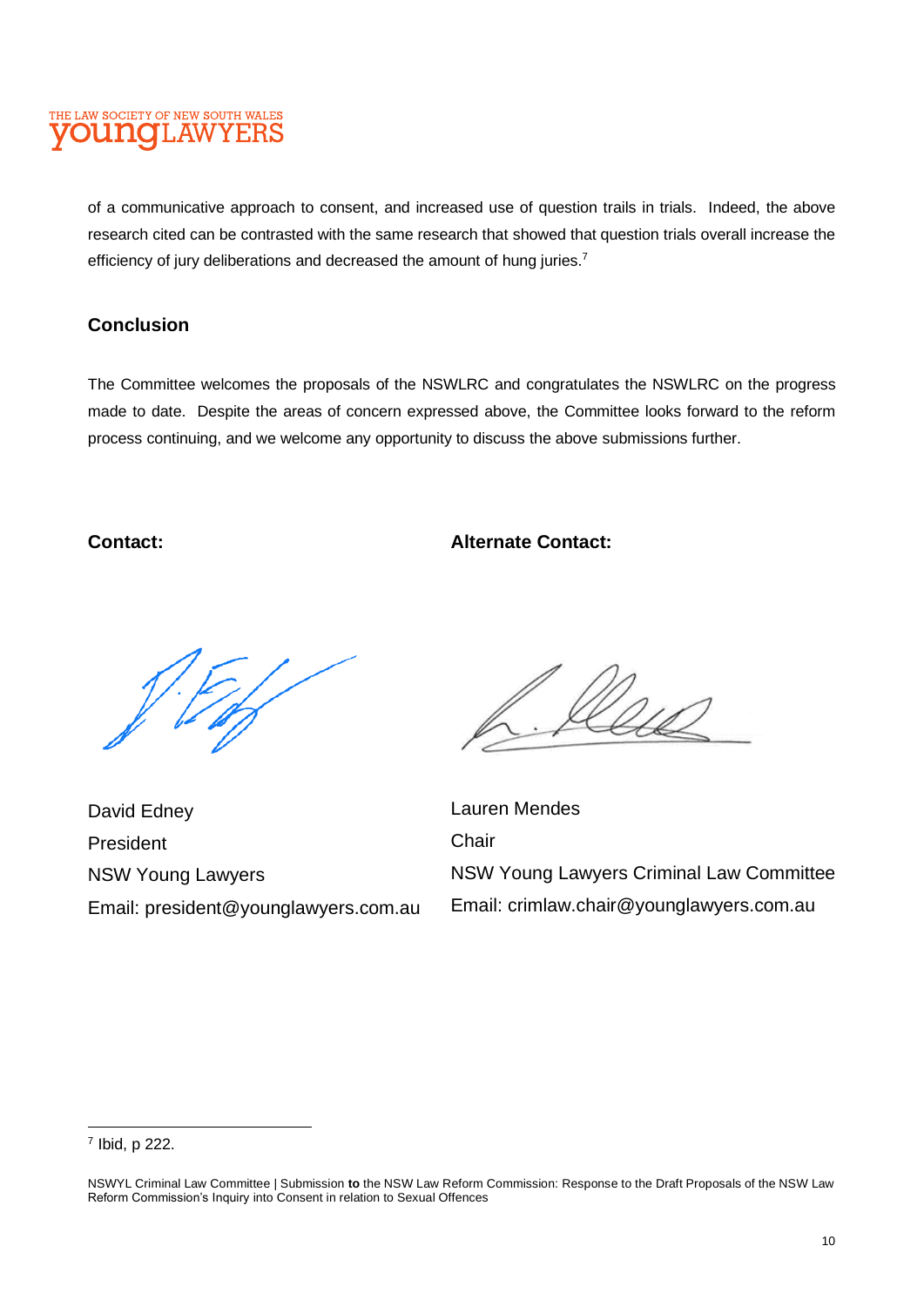of a communicative approach to consent, and increased use of question trails in trials. Indeed, the above research cited can be contrasted with the same research that showed that question trials overall increase the efficiency of jury deliberations and decreased the amount of hung juries.[7]

## Conclusion

The Committee welcomes the proposals of the NSWLRC and congratulates the NSWLRC on the progress made to date. Despite the areas of concern expressed above, the Committee looks forward to the reform process continuing, and we welcome any opportunity to discuss the above submissions further.

**Contact:**

David Edney
President
NSW Young Lawyers
Email: president@younglawyers.com.au

**Alternate Contact:**

Lauren Mendes
Chair
NSW Young Lawyers Criminal Law Committee
Email: crimlaw.chair@younglawyers.com.au

---

[7] Ibid, p 222.